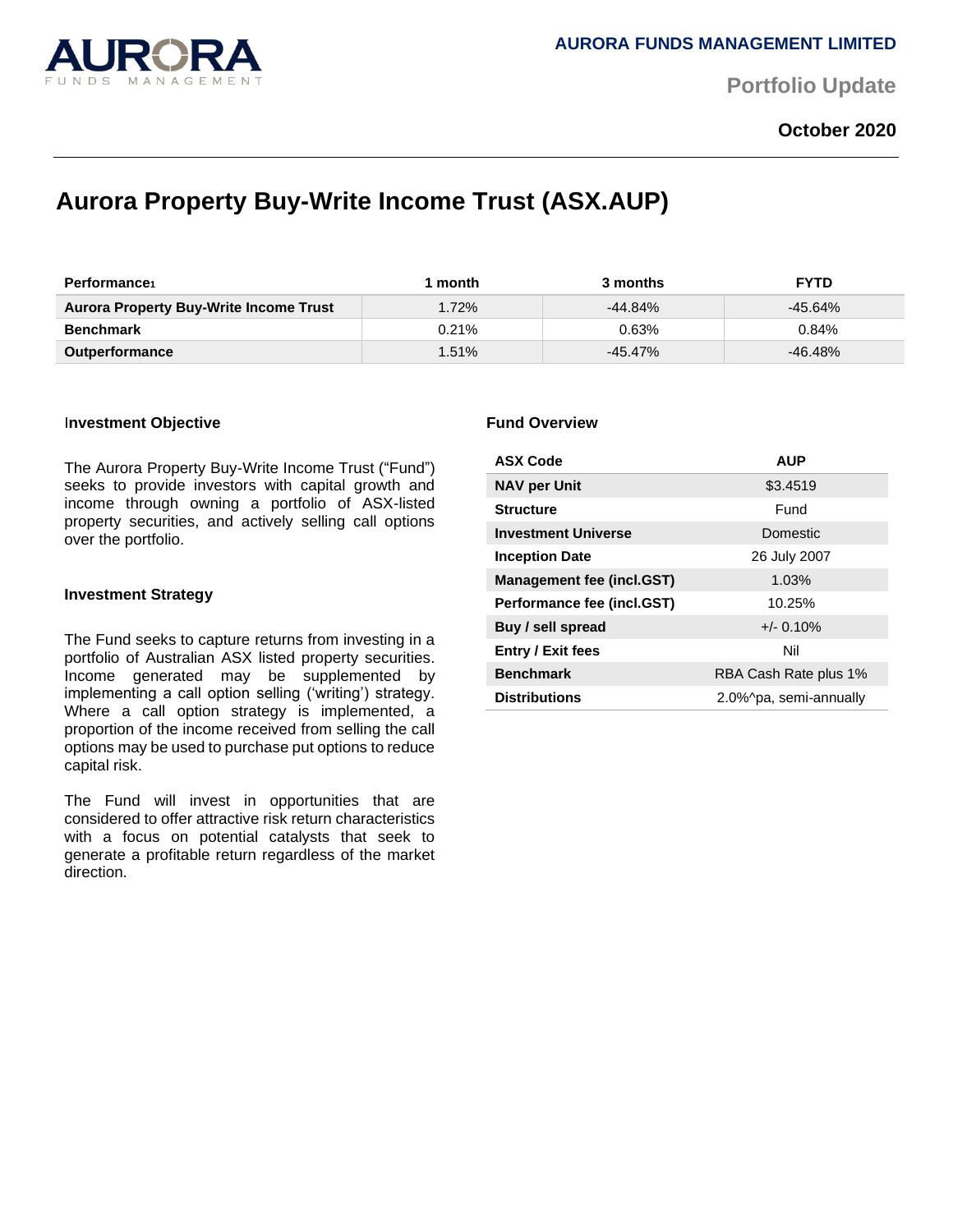AURORA FUNDS MANAGEMENT LIMITED

Portfolio Update

**October 2020**

# Aurora Property Buy-Write Income Trust (ASX.AUP)

| Performance[1] | 1 month | 3 months | FYTD |
|---|---|---|---|
| **Aurora Property Buy-Write Income Trust** | 1.72% | -44.84% | -45.64% |
| **Benchmark** | 0.21% | 0.63% | 0.84% |
| **Outperformance** | 1.51% | -45.47% | -46.48% |

### Investment Objective

The Aurora Property Buy-Write Income Trust ("Fund") seeks to provide investors with capital growth and income through owning a portfolio of ASX-listed property securities, and actively selling call options over the portfolio.

### Investment Strategy

The Fund seeks to capture returns from investing in a portfolio of Australian ASX listed property securities. Income generated may be supplemented by implementing a call option selling ('writing') strategy. Where a call option strategy is implemented, a proportion of the income received from selling the call options may be used to purchase put options to reduce capital risk.

The Fund will invest in opportunities that are considered to offer attractive risk return characteristics with a focus on potential catalysts that seek to generate a profitable return regardless of the market direction.

### Fund Overview

| ASX Code | AUP |
|---|---|
| **NAV per Unit** | $3.4519 |
| **Structure** | Fund |
| **Investment Universe** | Domestic |
| **Inception Date** | 26 July 2007 |
| **Management fee (incl.GST)** | 1.03% |
| **Performance fee (incl.GST)** | 10.25% |
| **Buy / sell spread** | +/- 0.10% |
| **Entry / Exit fees** | Nil |
| **Benchmark** | RBA Cash Rate plus 1% |
| **Distributions** | 2.0%^pa, semi-annually |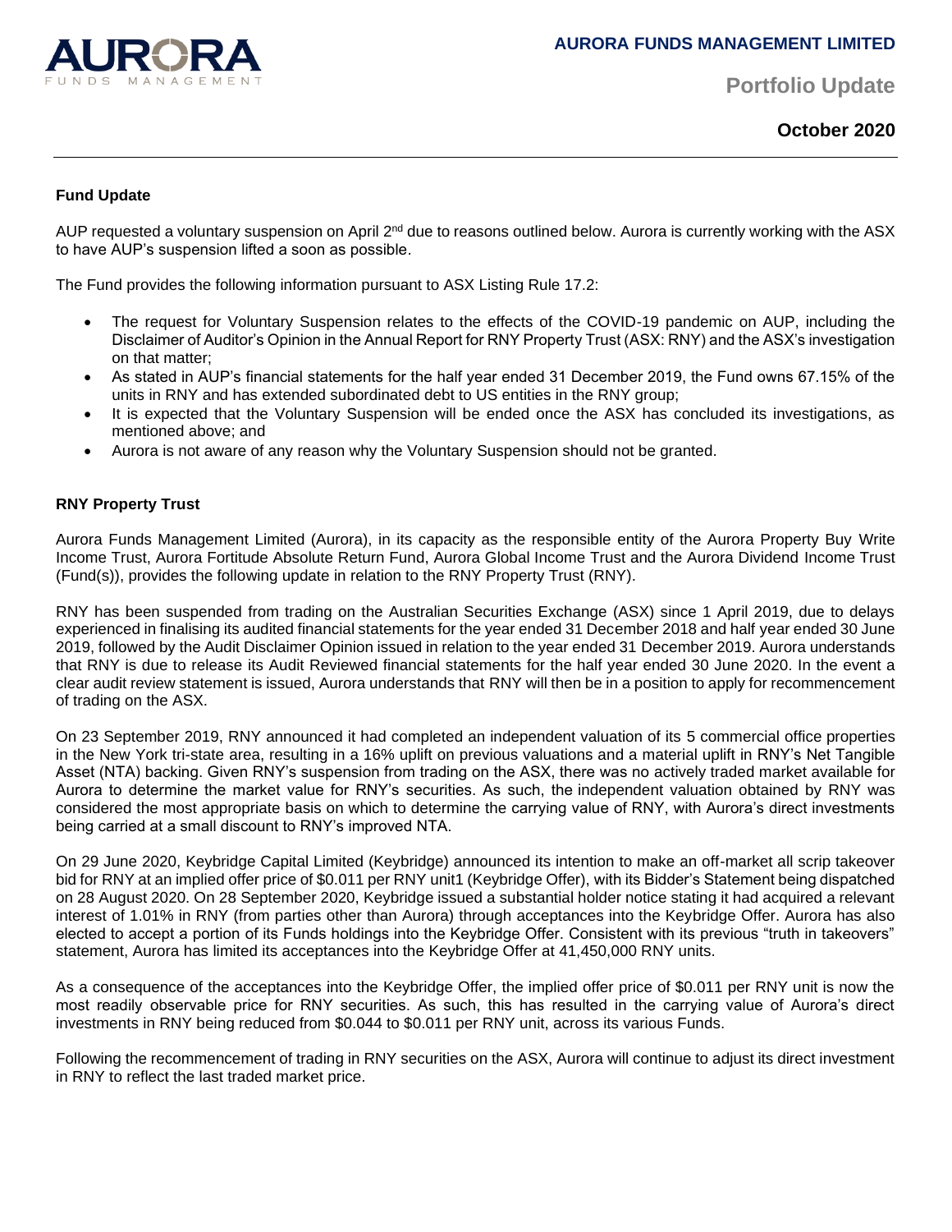## Fund Update

AUP requested a voluntary suspension on April 2nd due to reasons outlined below. Aurora is currently working with the ASX to have AUP's suspension lifted a soon as possible.

The Fund provides the following information pursuant to ASX Listing Rule 17.2:

- The request for Voluntary Suspension relates to the effects of the COVID-19 pandemic on AUP, including the Disclaimer of Auditor's Opinion in the Annual Report for RNY Property Trust (ASX: RNY) and the ASX's investigation on that matter;
- As stated in AUP's financial statements for the half year ended 31 December 2019, the Fund owns 67.15% of the units in RNY and has extended subordinated debt to US entities in the RNY group;
- It is expected that the Voluntary Suspension will be ended once the ASX has concluded its investigations, as mentioned above; and
- Aurora is not aware of any reason why the Voluntary Suspension should not be granted.

## RNY Property Trust

Aurora Funds Management Limited (Aurora), in its capacity as the responsible entity of the Aurora Property Buy Write Income Trust, Aurora Fortitude Absolute Return Fund, Aurora Global Income Trust and the Aurora Dividend Income Trust (Fund(s)), provides the following update in relation to the RNY Property Trust (RNY).

RNY has been suspended from trading on the Australian Securities Exchange (ASX) since 1 April 2019, due to delays experienced in finalising its audited financial statements for the year ended 31 December 2018 and half year ended 30 June 2019, followed by the Audit Disclaimer Opinion issued in relation to the year ended 31 December 2019. Aurora understands that RNY is due to release its Audit Reviewed financial statements for the half year ended 30 June 2020. In the event a clear audit review statement is issued, Aurora understands that RNY will then be in a position to apply for recommencement of trading on the ASX.

On 23 September 2019, RNY announced it had completed an independent valuation of its 5 commercial office properties in the New York tri-state area, resulting in a 16% uplift on previous valuations and a material uplift in RNY's Net Tangible Asset (NTA) backing. Given RNY's suspension from trading on the ASX, there was no actively traded market available for Aurora to determine the market value for RNY's securities. As such, the independent valuation obtained by RNY was considered the most appropriate basis on which to determine the carrying value of RNY, with Aurora's direct investments being carried at a small discount to RNY's improved NTA.

On 29 June 2020, Keybridge Capital Limited (Keybridge) announced its intention to make an off-market all scrip takeover bid for RNY at an implied offer price of $0.011 per RNY unit1 (Keybridge Offer), with its Bidder's Statement being dispatched on 28 August 2020. On 28 September 2020, Keybridge issued a substantial holder notice stating it had acquired a relevant interest of 1.01% in RNY (from parties other than Aurora) through acceptances into the Keybridge Offer. Aurora has also elected to accept a portion of its Funds holdings into the Keybridge Offer. Consistent with its previous "truth in takeovers" statement, Aurora has limited its acceptances into the Keybridge Offer at 41,450,000 RNY units.

As a consequence of the acceptances into the Keybridge Offer, the implied offer price of $0.011 per RNY unit is now the most readily observable price for RNY securities. As such, this has resulted in the carrying value of Aurora's direct investments in RNY being reduced from $0.044 to $0.011 per RNY unit, across its various Funds.

Following the recommencement of trading in RNY securities on the ASX, Aurora will continue to adjust its direct investment in RNY to reflect the last traded market price.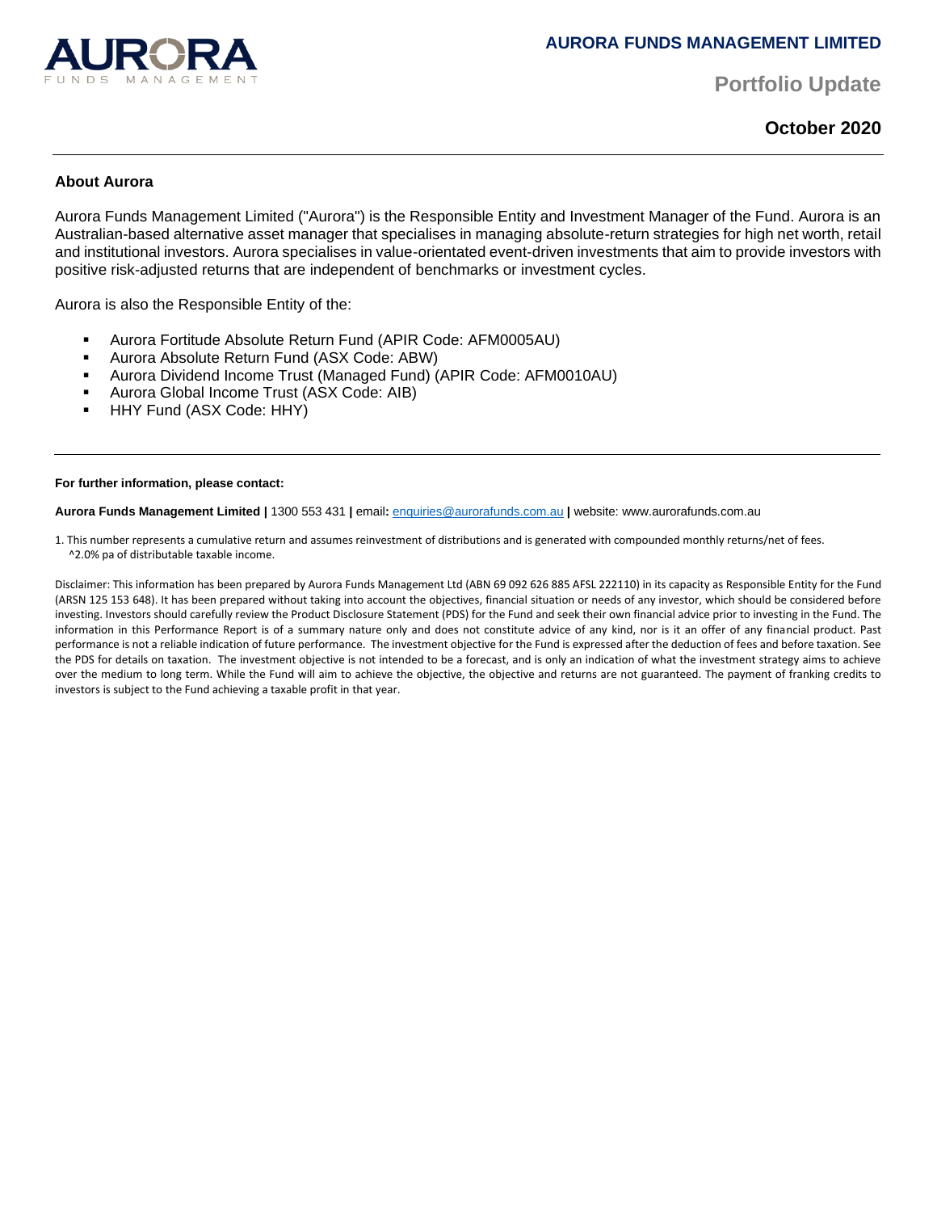# AURORA FUNDS MANAGEMENT LIMITED

## Portfolio Update

## October 2020

### About Aurora

Aurora Funds Management Limited ("Aurora") is the Responsible Entity and Investment Manager of the Fund. Aurora is an Australian-based alternative asset manager that specialises in managing absolute-return strategies for high net worth, retail and institutional investors. Aurora specialises in value-orientated event-driven investments that aim to provide investors with positive risk-adjusted returns that are independent of benchmarks or investment cycles.

Aurora is also the Responsible Entity of the:

- Aurora Fortitude Absolute Return Fund (APIR Code: AFM0005AU)
- Aurora Absolute Return Fund (ASX Code: ABW)
- Aurora Dividend Income Trust (Managed Fund) (APIR Code: AFM0010AU)
- Aurora Global Income Trust (ASX Code: AIB)
- HHY Fund (ASX Code: HHY)

---

**For further information, please contact:**

**Aurora Funds Management Limited |** 1300 553 431 **|** email**:** enquiries@aurorafunds.com.au **|** website: www.aurorafunds.com.au

1. This number represents a cumulative return and assumes reinvestment of distributions and is generated with compounded monthly returns/net of fees.
^2.0% pa of distributable taxable income.

Disclaimer: This information has been prepared by Aurora Funds Management Ltd (ABN 69 092 626 885 AFSL 222110) in its capacity as Responsible Entity for the Fund (ARSN 125 153 648). It has been prepared without taking into account the objectives, financial situation or needs of any investor, which should be considered before investing. Investors should carefully review the Product Disclosure Statement (PDS) for the Fund and seek their own financial advice prior to investing in the Fund. The information in this Performance Report is of a summary nature only and does not constitute advice of any kind, nor is it an offer of any financial product. Past performance is not a reliable indication of future performance. The investment objective for the Fund is expressed after the deduction of fees and before taxation. See the PDS for details on taxation. The investment objective is not intended to be a forecast, and is only an indication of what the investment strategy aims to achieve over the medium to long term. While the Fund will aim to achieve the objective, the objective and returns are not guaranteed. The payment of franking credits to investors is subject to the Fund achieving a taxable profit in that year.